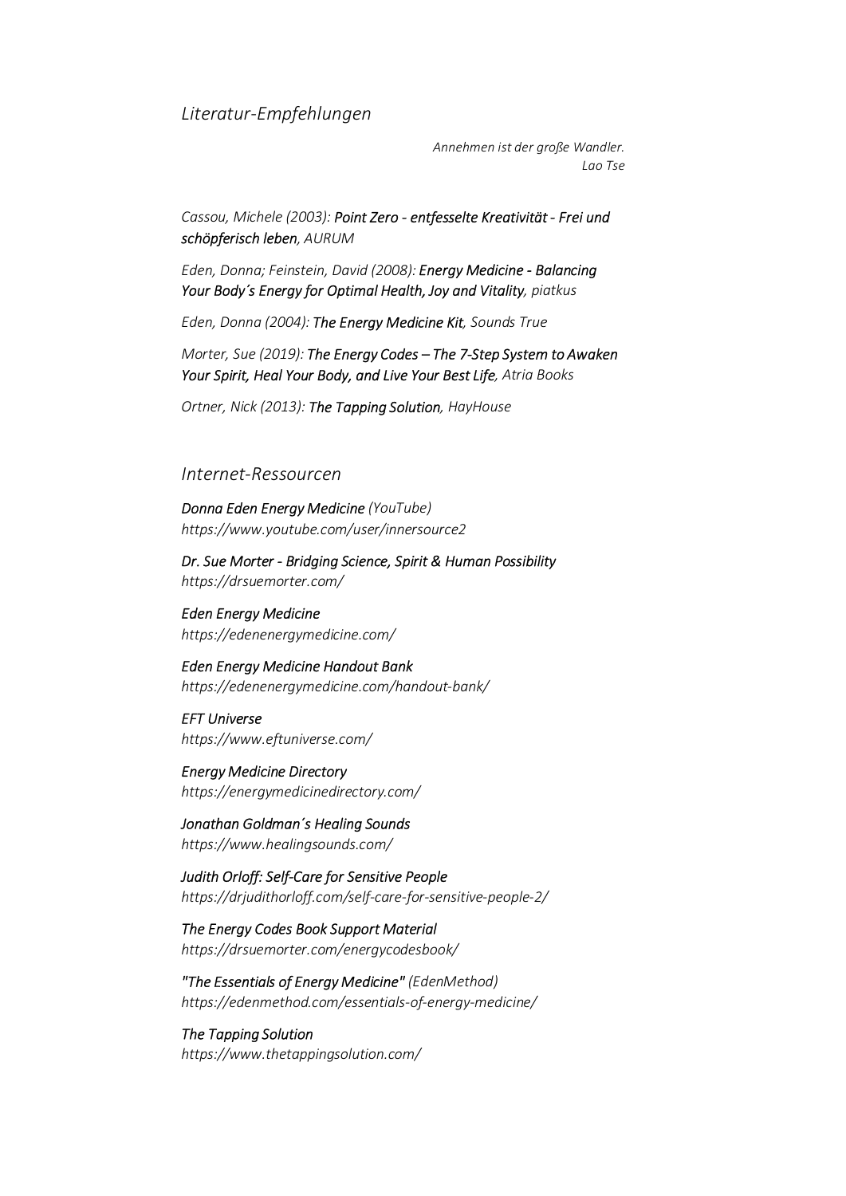## *Literatur-Empfehlungen*

> *Annehmen ist der große Wandler.*
> *Lao Tse*

*Cassou, Michele (2003):* ***Point Zero - entfesselte Kreativität - Frei und schöpferisch leben****, AURUM*

*Eden, Donna; Feinstein, David (2008):* ***Energy Medicine - Balancing Your Body´s Energy for Optimal Health, Joy and Vitality****, piatkus*

*Eden, Donna (2004):* ***The Energy Medicine Kit****, Sounds True*

*Morter, Sue (2019):* ***The Energy Codes – The 7-Step System to Awaken Your Spirit, Heal Your Body, and Live Your Best Life****, Atria Books*

*Ortner, Nick (2013):* ***The Tapping Solution****, HayHouse*

## *Internet-Ressourcen*

***Donna Eden Energy Medicine*** *(YouTube)*
*https://www.youtube.com/user/innersource2*

***Dr. Sue Morter - Bridging Science, Spirit & Human Possibility***
*https://drsuemorter.com/*

***Eden Energy Medicine***
*https://edenenergymedicine.com/*

***Eden Energy Medicine Handout Bank***
*https://edenenergymedicine.com/handout-bank/*

***EFT Universe***
*https://www.eftuniverse.com/*

***Energy Medicine Directory***
*https://energymedicinedirectory.com/*

***Jonathan Goldman´s Healing Sounds***
*https://www.healingsounds.com/*

***Judith Orloff: Self-Care for Sensitive People***
*https://drjudithorloff.com/self-care-for-sensitive-people-2/*

***The Energy Codes Book Support Material***
*https://drsuemorter.com/energycodesbook/*

***"The Essentials of Energy Medicine"*** *(EdenMethod)*
*https://edenmethod.com/essentials-of-energy-medicine/*

***The Tapping Solution***
*https://www.thetappingsolution.com/*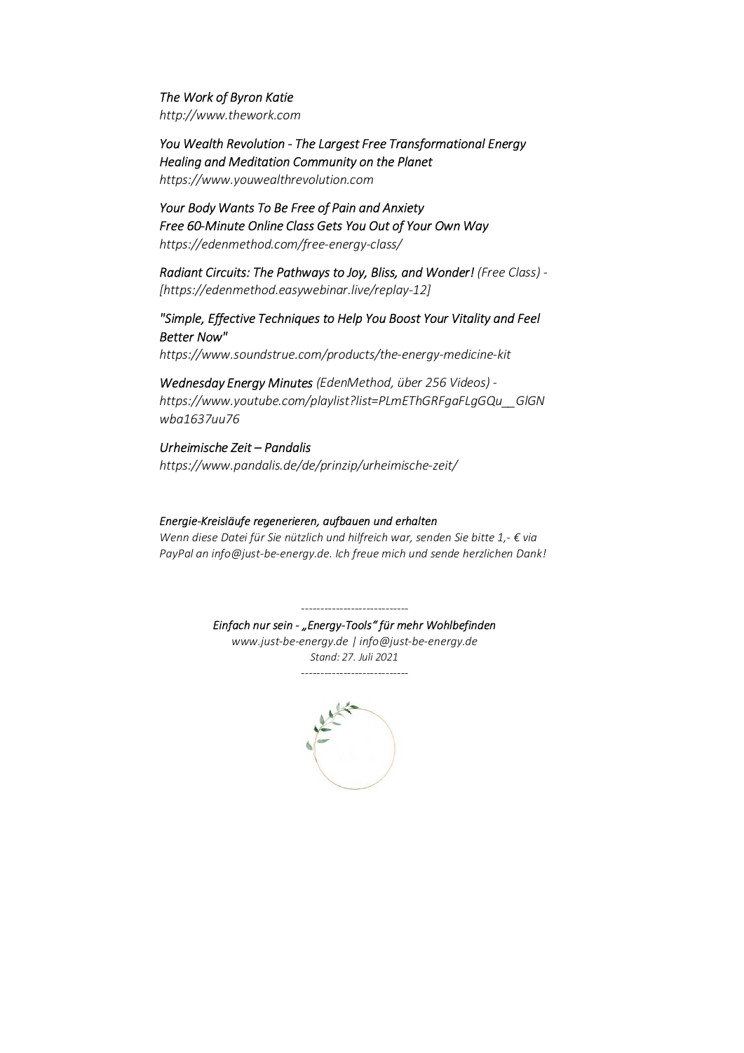*The Work of Byron Katie*
*http://www.thework.com*

*You Wealth Revolution - The Largest Free Transformational Energy Healing and Meditation Community on the Planet*
*https://www.youwealthrevolution.com*

*Your Body Wants To Be Free of Pain and Anxiety*
*Free 60-Minute Online Class Gets You Out of Your Own Way*
*https://edenmethod.com/free-energy-class/*

*Radiant Circuits: The Pathways to Joy, Bliss, and Wonder! (Free Class) - [https://edenmethod.easywebinar.live/replay-12]*

*"Simple, Effective Techniques to Help You Boost Your Vitality and Feel Better Now"*
*https://www.soundstrue.com/products/the-energy-medicine-kit*

*Wednesday Energy Minutes (EdenMethod, über 256 Videos) - https://www.youtube.com/playlist?list=PLmEThGRFgaFLgGQu__GlGNwba1637uu76*

*Urheimische Zeit – Pandalis*
*https://www.pandalis.de/de/prinzip/urheimische-zeit/*

*Energie-Kreisläufe regenerieren, aufbauen und erhalten*
*Wenn diese Datei für Sie nützlich und hilfreich war, senden Sie bitte 1,- € via PayPal an info@just-be-energy.de. Ich freue mich und sende herzlichen Dank!*

----------------------------
*Einfach nur sein - „Energy-Tools" für mehr Wohlbefinden*
*www.just-be-energy.de | info@just-be-energy.de*
*Stand: 27. Juli 2021*
----------------------------